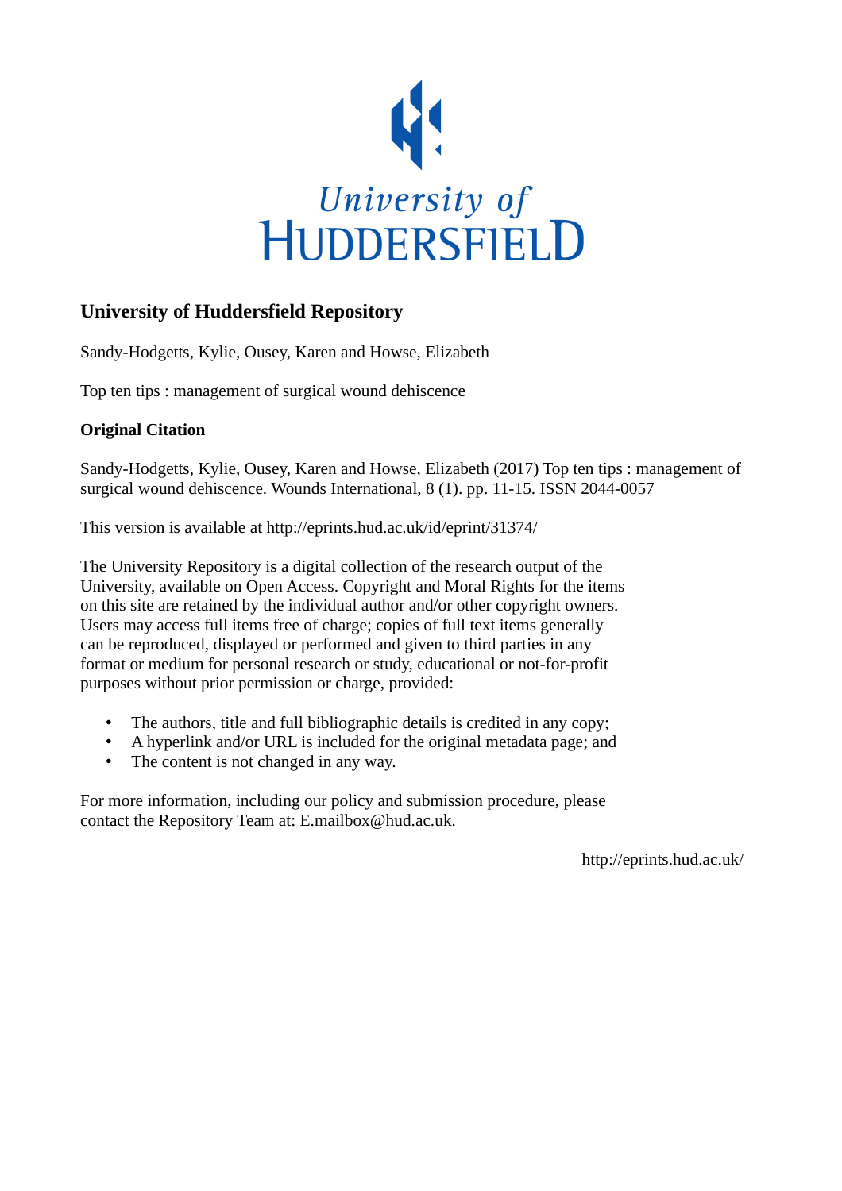University of HUDDERSFIELD

## University of Huddersfield Repository

Sandy-Hodgetts, Kylie, Ousey, Karen and Howse, Elizabeth

Top ten tips : management of surgical wound dehiscence

**Original Citation**

Sandy-Hodgetts, Kylie, Ousey, Karen and Howse, Elizabeth (2017) Top ten tips : management of surgical wound dehiscence. Wounds International, 8 (1). pp. 11-15. ISSN 2044-0057

This version is available at http://eprints.hud.ac.uk/id/eprint/31374/

The University Repository is a digital collection of the research output of the University, available on Open Access. Copyright and Moral Rights for the items on this site are retained by the individual author and/or other copyright owners. Users may access full items free of charge; copies of full text items generally can be reproduced, displayed or performed and given to third parties in any format or medium for personal research or study, educational or not-for-profit purposes without prior permission or charge, provided:

- The authors, title and full bibliographic details is credited in any copy;
- A hyperlink and/or URL is included for the original metadata page; and
- The content is not changed in any way.

For more information, including our policy and submission procedure, please contact the Repository Team at: E.mailbox@hud.ac.uk.

http://eprints.hud.ac.uk/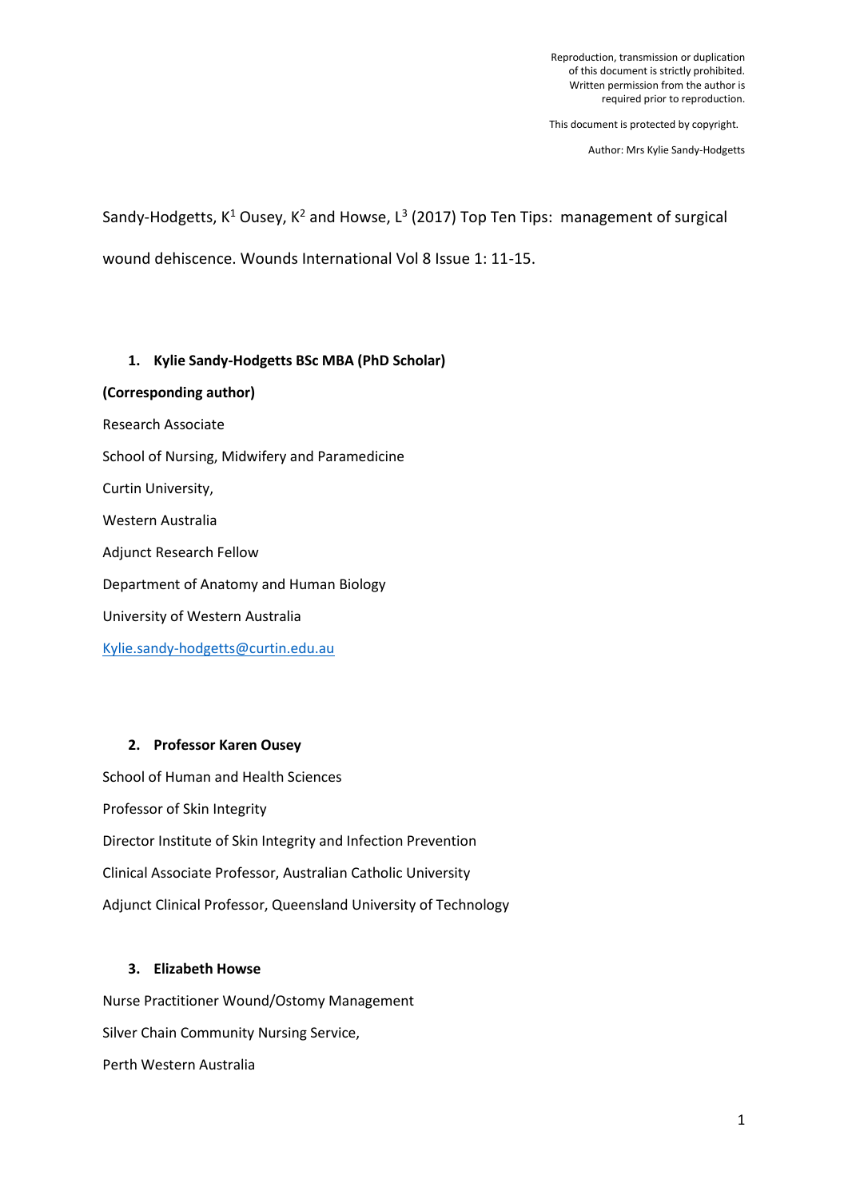Reproduction, transmission or duplication of this document is strictly prohibited. Written permission from the author is required prior to reproduction.

This document is protected by copyright.

Author: Mrs Kylie Sandy-Hodgetts

Sandy-Hodgetts, K[1] Ousey, K[2] and Howse, L[3] (2017) Top Ten Tips: management of surgical wound dehiscence. Wounds International Vol 8 Issue 1: 11-15.

1. **Kylie Sandy-Hodgetts BSc MBA (PhD Scholar)**

**(Corresponding author)**

Research Associate

School of Nursing, Midwifery and Paramedicine

Curtin University,

Western Australia

Adjunct Research Fellow

Department of Anatomy and Human Biology

University of Western Australia

Kylie.sandy-hodgetts@curtin.edu.au

2. **Professor Karen Ousey**

School of Human and Health Sciences

Professor of Skin Integrity

Director Institute of Skin Integrity and Infection Prevention

Clinical Associate Professor, Australian Catholic University

Adjunct Clinical Professor, Queensland University of Technology

3. **Elizabeth Howse**

Nurse Practitioner Wound/Ostomy Management

Silver Chain Community Nursing Service,

Perth Western Australia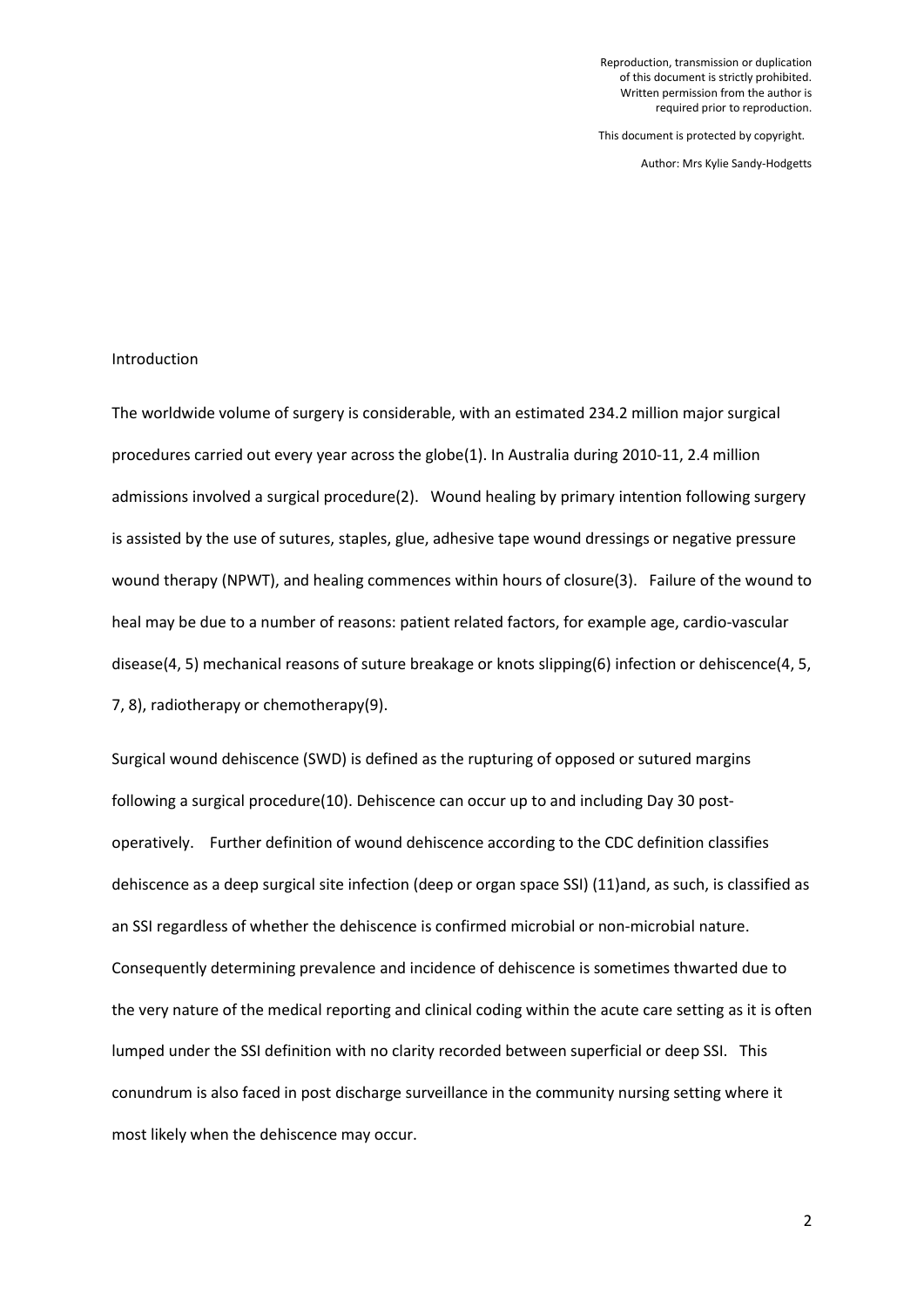## Introduction

The worldwide volume of surgery is considerable, with an estimated 234.2 million major surgical procedures carried out every year across the globe(1). In Australia during 2010-11, 2.4 million admissions involved a surgical procedure(2). Wound healing by primary intention following surgery is assisted by the use of sutures, staples, glue, adhesive tape wound dressings or negative pressure wound therapy (NPWT), and healing commences within hours of closure(3). Failure of the wound to heal may be due to a number of reasons: patient related factors, for example age, cardio-vascular disease(4, 5) mechanical reasons of suture breakage or knots slipping(6) infection or dehiscence(4, 5, 7, 8), radiotherapy or chemotherapy(9).

Surgical wound dehiscence (SWD) is defined as the rupturing of opposed or sutured margins following a surgical procedure(10). Dehiscence can occur up to and including Day 30 post-operatively. Further definition of wound dehiscence according to the CDC definition classifies dehiscence as a deep surgical site infection (deep or organ space SSI) (11)and, as such, is classified as an SSI regardless of whether the dehiscence is confirmed microbial or non-microbial nature. Consequently determining prevalence and incidence of dehiscence is sometimes thwarted due to the very nature of the medical reporting and clinical coding within the acute care setting as it is often lumped under the SSI definition with no clarity recorded between superficial or deep SSI. This conundrum is also faced in post discharge surveillance in the community nursing setting where it most likely when the dehiscence may occur.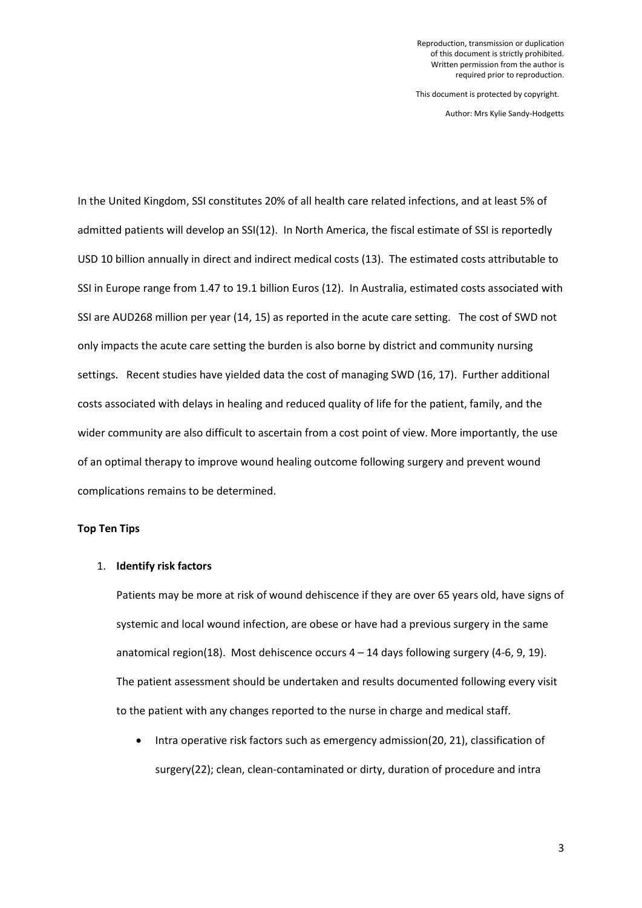In the United Kingdom, SSI constitutes 20% of all health care related infections, and at least 5% of admitted patients will develop an SSI(12). In North America, the fiscal estimate of SSI is reportedly USD 10 billion annually in direct and indirect medical costs (13). The estimated costs attributable to SSI in Europe range from 1.47 to 19.1 billion Euros (12). In Australia, estimated costs associated with SSI are AUD268 million per year (14, 15) as reported in the acute care setting. The cost of SWD not only impacts the acute care setting the burden is also borne by district and community nursing settings. Recent studies have yielded data the cost of managing SWD (16, 17). Further additional costs associated with delays in healing and reduced quality of life for the patient, family, and the wider community are also difficult to ascertain from a cost point of view. More importantly, the use of an optimal therapy to improve wound healing outcome following surgery and prevent wound complications remains to be determined.

**Top Ten Tips**

1. **Identify risk factors**

   Patients may be more at risk of wound dehiscence if they are over 65 years old, have signs of systemic and local wound infection, are obese or have had a previous surgery in the same anatomical region(18). Most dehiscence occurs 4 – 14 days following surgery (4-6, 9, 19). The patient assessment should be undertaken and results documented following every visit to the patient with any changes reported to the nurse in charge and medical staff.

   - Intra operative risk factors such as emergency admission(20, 21), classification of surgery(22); clean, clean-contaminated or dirty, duration of procedure and intra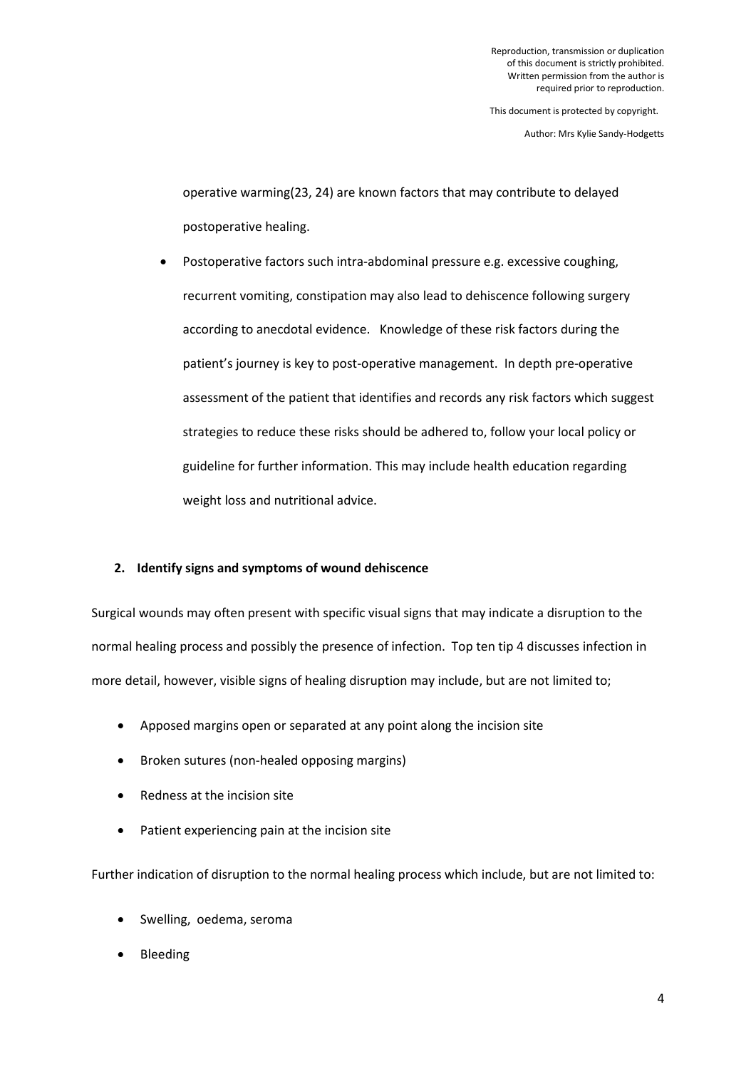operative warming(23, 24) are known factors that may contribute to delayed postoperative healing.

- Postoperative factors such intra-abdominal pressure e.g. excessive coughing, recurrent vomiting, constipation may also lead to dehiscence following surgery according to anecdotal evidence. Knowledge of these risk factors during the patient's journey is key to post-operative management. In depth pre-operative assessment of the patient that identifies and records any risk factors which suggest strategies to reduce these risks should be adhered to, follow your local policy or guideline for further information. This may include health education regarding weight loss and nutritional advice.

**2. Identify signs and symptoms of wound dehiscence**

Surgical wounds may often present with specific visual signs that may indicate a disruption to the normal healing process and possibly the presence of infection. Top ten tip 4 discusses infection in more detail, however, visible signs of healing disruption may include, but are not limited to;

- Apposed margins open or separated at any point along the incision site
- Broken sutures (non-healed opposing margins)
- Redness at the incision site
- Patient experiencing pain at the incision site

Further indication of disruption to the normal healing process which include, but are not limited to:

- Swelling, oedema, seroma
- Bleeding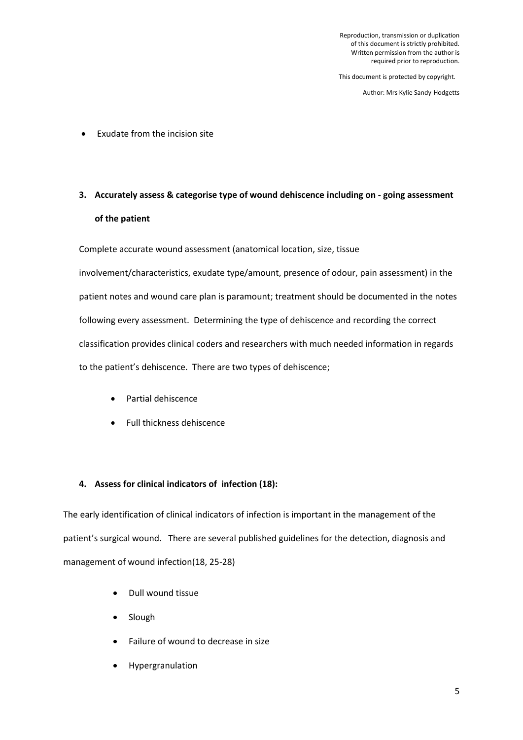- Exudate from the incision site

3. **Accurately assess & categorise type of wound dehiscence including on - going assessment of the patient**

Complete accurate wound assessment (anatomical location, size, tissue involvement/characteristics, exudate type/amount, presence of odour, pain assessment) in the patient notes and wound care plan is paramount; treatment should be documented in the notes following every assessment. Determining the type of dehiscence and recording the correct classification provides clinical coders and researchers with much needed information in regards to the patient's dehiscence. There are two types of dehiscence;

- Partial dehiscence
- Full thickness dehiscence

4. **Assess for clinical indicators of infection (18):**

The early identification of clinical indicators of infection is important in the management of the patient's surgical wound. There are several published guidelines for the detection, diagnosis and management of wound infection(18, 25-28)

- Dull wound tissue
- Slough
- Failure of wound to decrease in size
- Hypergranulation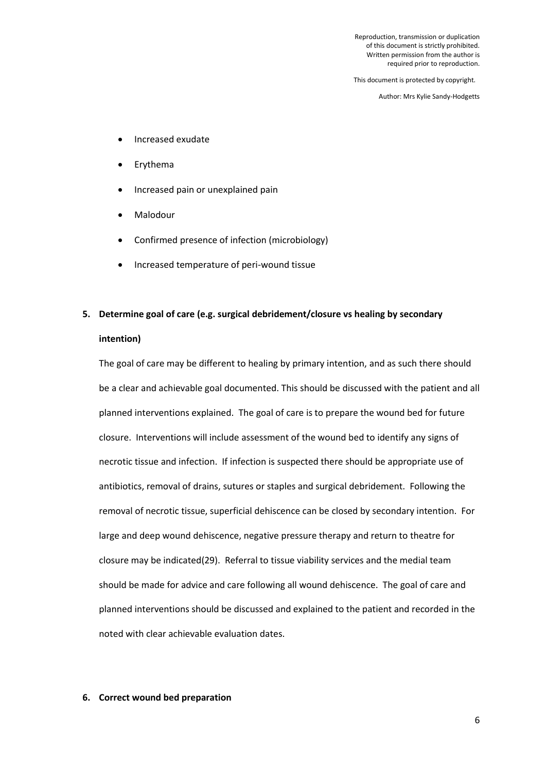- Increased exudate
- Erythema
- Increased pain or unexplained pain
- Malodour
- Confirmed presence of infection (microbiology)
- Increased temperature of peri-wound tissue

**5. Determine goal of care (e.g. surgical debridement/closure vs healing by secondary intention)**

The goal of care may be different to healing by primary intention, and as such there should be a clear and achievable goal documented. This should be discussed with the patient and all planned interventions explained. The goal of care is to prepare the wound bed for future closure. Interventions will include assessment of the wound bed to identify any signs of necrotic tissue and infection. If infection is suspected there should be appropriate use of antibiotics, removal of drains, sutures or staples and surgical debridement. Following the removal of necrotic tissue, superficial dehiscence can be closed by secondary intention. For large and deep wound dehiscence, negative pressure therapy and return to theatre for closure may be indicated(29). Referral to tissue viability services and the medial team should be made for advice and care following all wound dehiscence. The goal of care and planned interventions should be discussed and explained to the patient and recorded in the noted with clear achievable evaluation dates.

**6. Correct wound bed preparation**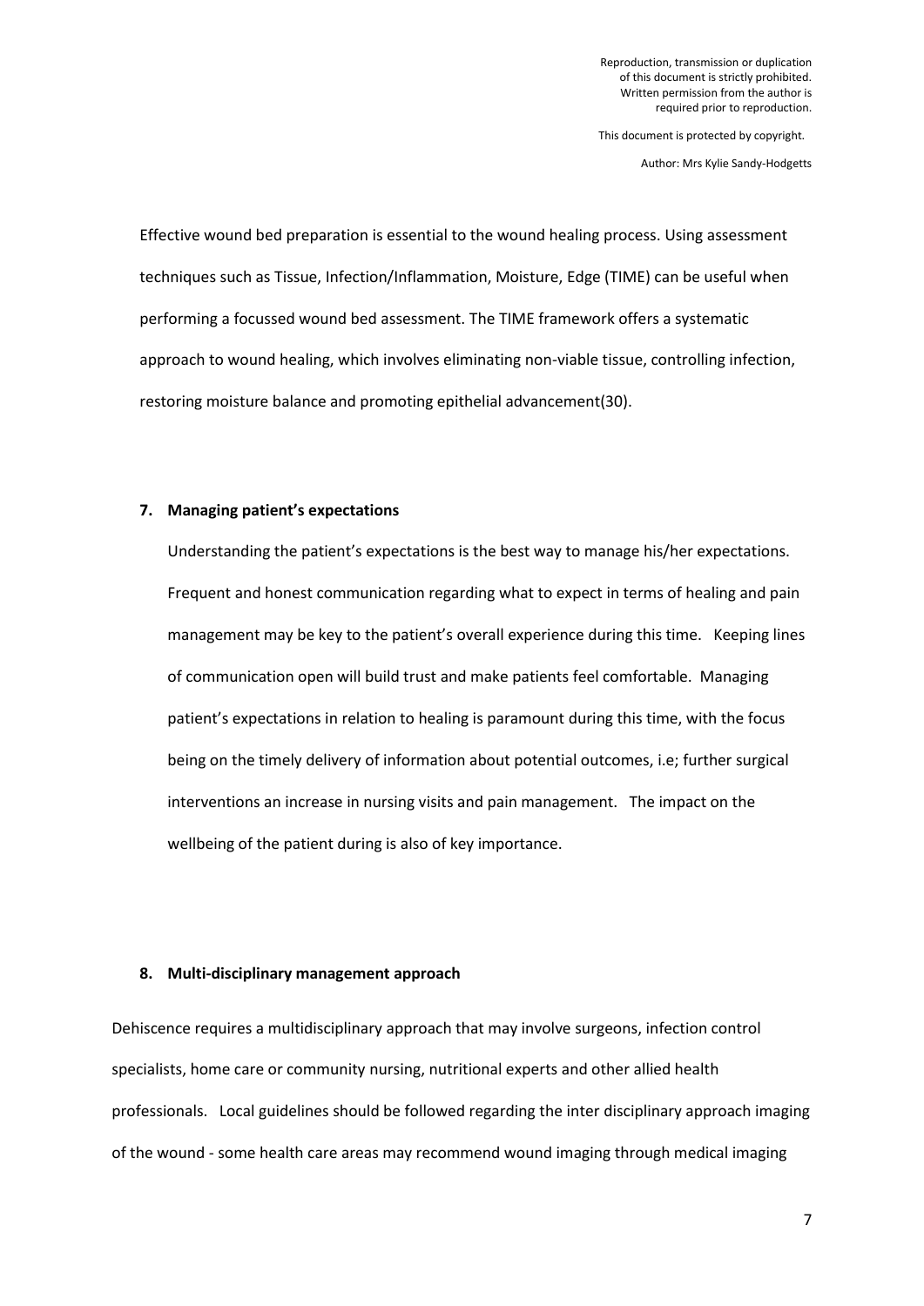Effective wound bed preparation is essential to the wound healing process. Using assessment techniques such as Tissue, Infection/Inflammation, Moisture, Edge (TIME) can be useful when performing a focussed wound bed assessment. The TIME framework offers a systematic approach to wound healing, which involves eliminating non-viable tissue, controlling infection, restoring moisture balance and promoting epithelial advancement(30).

**7. Managing patient's expectations**

Understanding the patient's expectations is the best way to manage his/her expectations. Frequent and honest communication regarding what to expect in terms of healing and pain management may be key to the patient's overall experience during this time. Keeping lines of communication open will build trust and make patients feel comfortable. Managing patient's expectations in relation to healing is paramount during this time, with the focus being on the timely delivery of information about potential outcomes, i.e; further surgical interventions an increase in nursing visits and pain management. The impact on the wellbeing of the patient during is also of key importance.

**8. Multi-disciplinary management approach**

Dehiscence requires a multidisciplinary approach that may involve surgeons, infection control specialists, home care or community nursing, nutritional experts and other allied health professionals. Local guidelines should be followed regarding the inter disciplinary approach imaging of the wound - some health care areas may recommend wound imaging through medical imaging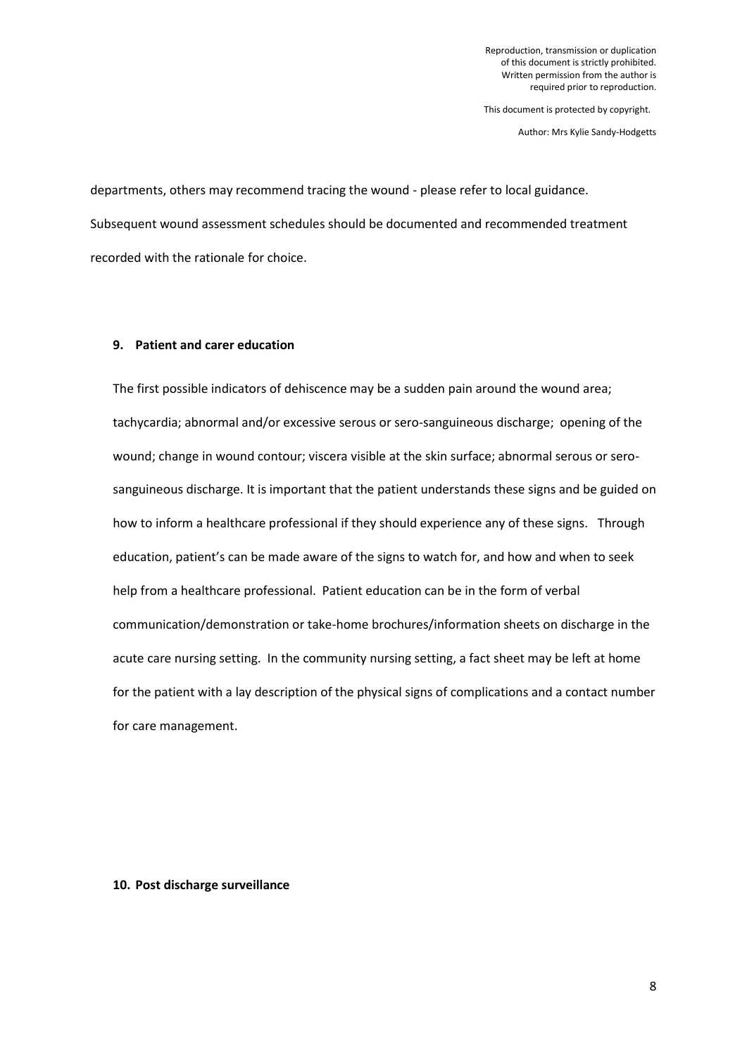departments, others may recommend tracing the wound - please refer to local guidance. Subsequent wound assessment schedules should be documented and recommended treatment recorded with the rationale for choice.

## 9. Patient and carer education

The first possible indicators of dehiscence may be a sudden pain around the wound area; tachycardia; abnormal and/or excessive serous or sero-sanguineous discharge; opening of the wound; change in wound contour; viscera visible at the skin surface; abnormal serous or sero-sanguineous discharge. It is important that the patient understands these signs and be guided on how to inform a healthcare professional if they should experience any of these signs. Through education, patient's can be made aware of the signs to watch for, and how and when to seek help from a healthcare professional. Patient education can be in the form of verbal communication/demonstration or take-home brochures/information sheets on discharge in the acute care nursing setting. In the community nursing setting, a fact sheet may be left at home for the patient with a lay description of the physical signs of complications and a contact number for care management.

## 10. Post discharge surveillance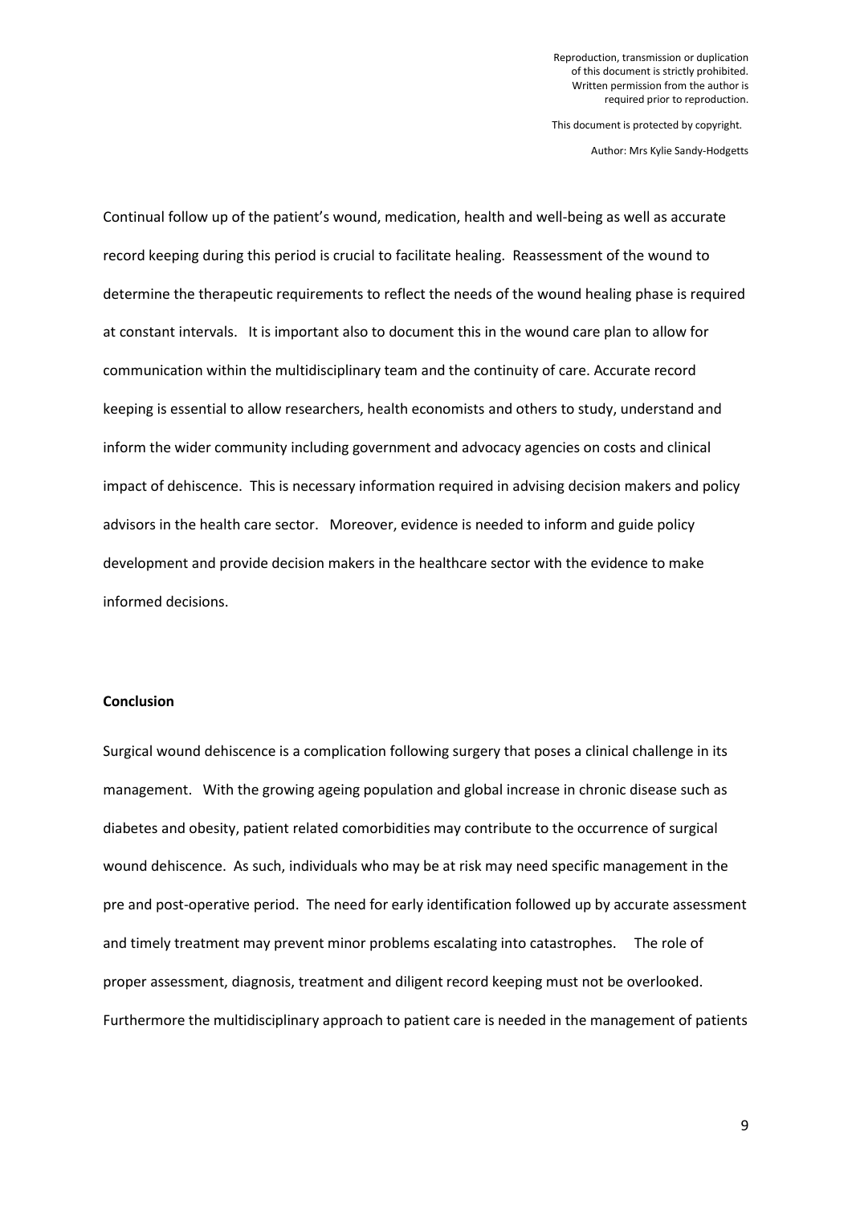Continual follow up of the patient's wound, medication, health and well-being as well as accurate record keeping during this period is crucial to facilitate healing. Reassessment of the wound to determine the therapeutic requirements to reflect the needs of the wound healing phase is required at constant intervals. It is important also to document this in the wound care plan to allow for communication within the multidisciplinary team and the continuity of care. Accurate record keeping is essential to allow researchers, health economists and others to study, understand and inform the wider community including government and advocacy agencies on costs and clinical impact of dehiscence. This is necessary information required in advising decision makers and policy advisors in the health care sector. Moreover, evidence is needed to inform and guide policy development and provide decision makers in the healthcare sector with the evidence to make informed decisions.

**Conclusion**

Surgical wound dehiscence is a complication following surgery that poses a clinical challenge in its management. With the growing ageing population and global increase in chronic disease such as diabetes and obesity, patient related comorbidities may contribute to the occurrence of surgical wound dehiscence. As such, individuals who may be at risk may need specific management in the pre and post-operative period. The need for early identification followed up by accurate assessment and timely treatment may prevent minor problems escalating into catastrophes. The role of proper assessment, diagnosis, treatment and diligent record keeping must not be overlooked. Furthermore the multidisciplinary approach to patient care is needed in the management of patients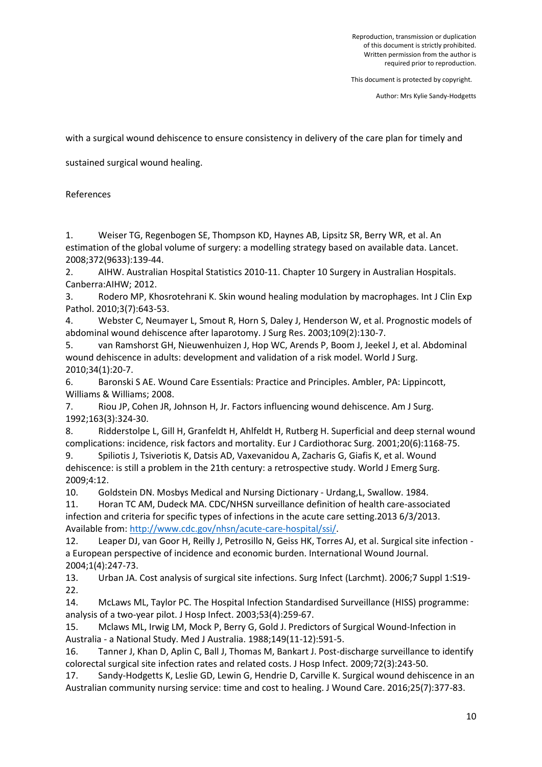with a surgical wound dehiscence to ensure consistency in delivery of the care plan for timely and sustained surgical wound healing.

References

1. Weiser TG, Regenbogen SE, Thompson KD, Haynes AB, Lipsitz SR, Berry WR, et al. An estimation of the global volume of surgery: a modelling strategy based on available data. Lancet. 2008;372(9633):139-44.
2. AIHW. Australian Hospital Statistics 2010-11. Chapter 10 Surgery in Australian Hospitals. Canberra:AIHW; 2012.
3. Rodero MP, Khosrotehrani K. Skin wound healing modulation by macrophages. Int J Clin Exp Pathol. 2010;3(7):643-53.
4. Webster C, Neumayer L, Smout R, Horn S, Daley J, Henderson W, et al. Prognostic models of abdominal wound dehiscence after laparotomy. J Surg Res. 2003;109(2):130-7.
5. van Ramshorst GH, Nieuwenhuizen J, Hop WC, Arends P, Boom J, Jeekel J, et al. Abdominal wound dehiscence in adults: development and validation of a risk model. World J Surg. 2010;34(1):20-7.
6. Baronski S AE. Wound Care Essentials: Practice and Principles. Ambler, PA: Lippincott, Williams & Williams; 2008.
7. Riou JP, Cohen JR, Johnson H, Jr. Factors influencing wound dehiscence. Am J Surg. 1992;163(3):324-30.
8. Ridderstolpe L, Gill H, Granfeldt H, Ahlfeldt H, Rutberg H. Superficial and deep sternal wound complications: incidence, risk factors and mortality. Eur J Cardiothorac Surg. 2001;20(6):1168-75.
9. Spiliotis J, Tsiveriotis K, Datsis AD, Vaxevanidou A, Zacharis G, Giafis K, et al. Wound dehiscence: is still a problem in the 21th century: a retrospective study. World J Emerg Surg. 2009;4:12.
10. Goldstein DN. Mosbys Medical and Nursing Dictionary - Urdang,L, Swallow. 1984.
11. Horan TC AM, Dudeck MA. CDC/NHSN surveillance definition of health care-associated infection and criteria for specific types of infections in the acute care setting.2013 6/3/2013. Available from: http://www.cdc.gov/nhsn/acute-care-hospital/ssi/.
12. Leaper DJ, van Goor H, Reilly J, Petrosillo N, Geiss HK, Torres AJ, et al. Surgical site infection - a European perspective of incidence and economic burden. International Wound Journal. 2004;1(4):247-73.
13. Urban JA. Cost analysis of surgical site infections. Surg Infect (Larchmt). 2006;7 Suppl 1:S19-22.
14. McLaws ML, Taylor PC. The Hospital Infection Standardised Surveillance (HISS) programme: analysis of a two-year pilot. J Hosp Infect. 2003;53(4):259-67.
15. Mclaws ML, Irwig LM, Mock P, Berry G, Gold J. Predictors of Surgical Wound-Infection in Australia - a National Study. Med J Australia. 1988;149(11-12):591-5.
16. Tanner J, Khan D, Aplin C, Ball J, Thomas M, Bankart J. Post-discharge surveillance to identify colorectal surgical site infection rates and related costs. J Hosp Infect. 2009;72(3):243-50.
17. Sandy-Hodgetts K, Leslie GD, Lewin G, Hendrie D, Carville K. Surgical wound dehiscence in an Australian community nursing service: time and cost to healing. J Wound Care. 2016;25(7):377-83.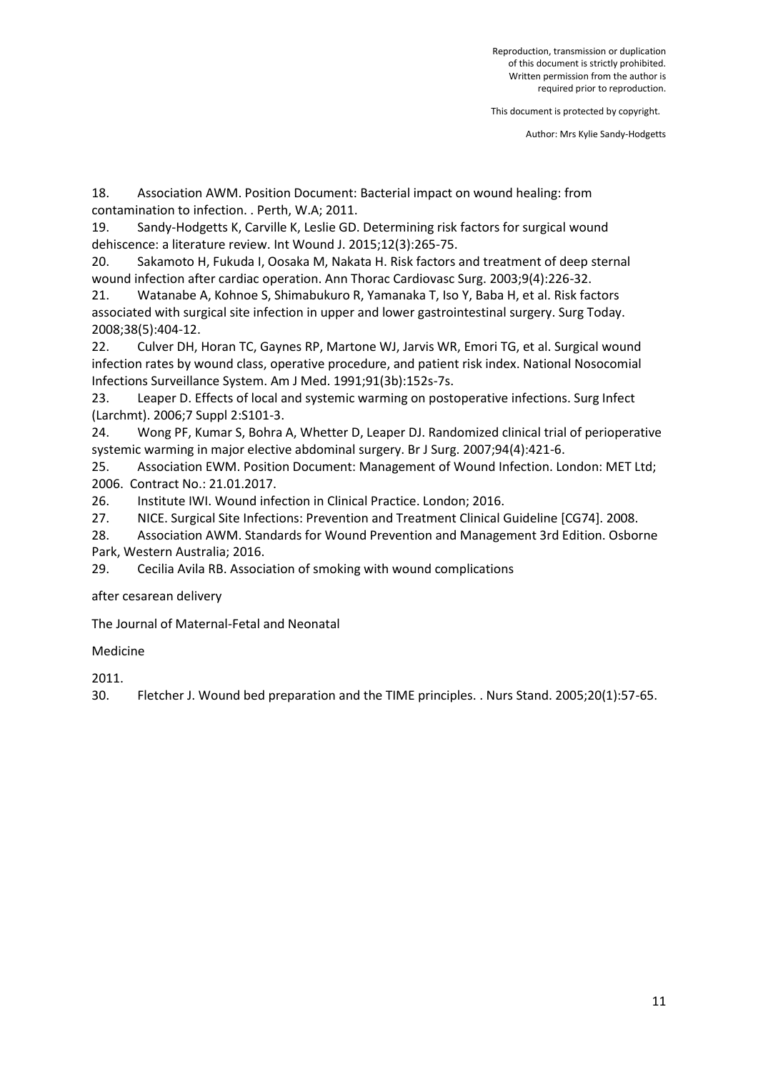18. Association AWM. Position Document: Bacterial impact on wound healing: from contamination to infection. . Perth, W.A; 2011.
19. Sandy-Hodgetts K, Carville K, Leslie GD. Determining risk factors for surgical wound dehiscence: a literature review. Int Wound J. 2015;12(3):265-75.
20. Sakamoto H, Fukuda I, Oosaka M, Nakata H. Risk factors and treatment of deep sternal wound infection after cardiac operation. Ann Thorac Cardiovasc Surg. 2003;9(4):226-32.
21. Watanabe A, Kohnoe S, Shimabukuro R, Yamanaka T, Iso Y, Baba H, et al. Risk factors associated with surgical site infection in upper and lower gastrointestinal surgery. Surg Today. 2008;38(5):404-12.
22. Culver DH, Horan TC, Gaynes RP, Martone WJ, Jarvis WR, Emori TG, et al. Surgical wound infection rates by wound class, operative procedure, and patient risk index. National Nosocomial Infections Surveillance System. Am J Med. 1991;91(3b):152s-7s.
23. Leaper D. Effects of local and systemic warming on postoperative infections. Surg Infect (Larchmt). 2006;7 Suppl 2:S101-3.
24. Wong PF, Kumar S, Bohra A, Whetter D, Leaper DJ. Randomized clinical trial of perioperative systemic warming in major elective abdominal surgery. Br J Surg. 2007;94(4):421-6.
25. Association EWM. Position Document: Management of Wound Infection. London: MET Ltd; 2006. Contract No.: 21.01.2017.
26. Institute IWI. Wound infection in Clinical Practice. London; 2016.
27. NICE. Surgical Site Infections: Prevention and Treatment Clinical Guideline [CG74]. 2008.
28. Association AWM. Standards for Wound Prevention and Management 3rd Edition. Osborne Park, Western Australia; 2016.
29. Cecilia Avila RB. Association of smoking with wound complications

after cesarean delivery

The Journal of Maternal-Fetal and Neonatal

Medicine

2011.

30. Fletcher J. Wound bed preparation and the TIME principles. . Nurs Stand. 2005;20(1):57-65.